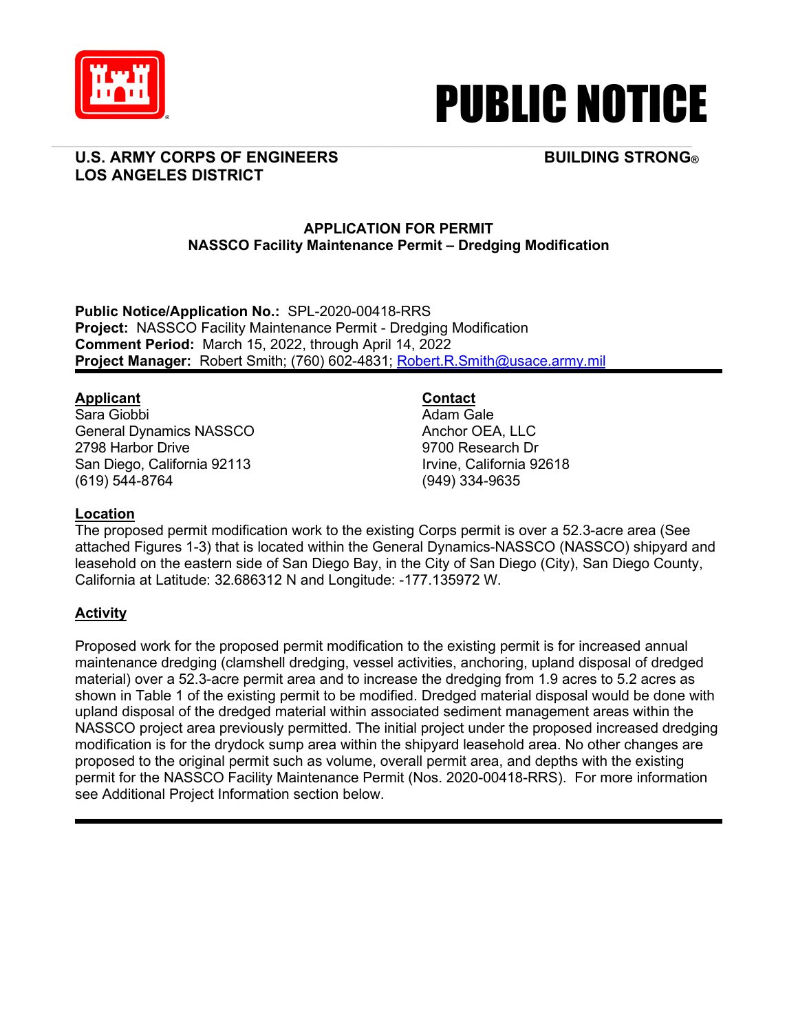# PUBLIC NOTICE

**U.S. ARMY CORPS OF ENGINEERS** **BUILDING STRONG®**
**LOS ANGELES DISTRICT**

**APPLICATION FOR PERMIT**
**NASSCO Facility Maintenance Permit – Dredging Modification**

**Public Notice/Application No.:** SPL-2020-00418-RRS
**Project:** NASSCO Facility Maintenance Permit - Dredging Modification
**Comment Period:** March 15, 2022, through April 14, 2022
**Project Manager:** Robert Smith; (760) 602-4831; Robert.R.Smith@usace.army.mil

**Applicant**
Sara Giobbi
General Dynamics NASSCO
2798 Harbor Drive
San Diego, California 92113
(619) 544-8764

**Contact**
Adam Gale
Anchor OEA, LLC
9700 Research Dr
Irvine, California 92618
(949) 334-9635

## Location

The proposed permit modification work to the existing Corps permit is over a 52.3-acre area (See attached Figures 1-3) that is located within the General Dynamics-NASSCO (NASSCO) shipyard and leasehold on the eastern side of San Diego Bay, in the City of San Diego (City), San Diego County, California at Latitude: 32.686312 N and Longitude: -177.135972 W.

## Activity

Proposed work for the proposed permit modification to the existing permit is for increased annual maintenance dredging (clamshell dredging, vessel activities, anchoring, upland disposal of dredged material) over a 52.3-acre permit area and to increase the dredging from 1.9 acres to 5.2 acres as shown in Table 1 of the existing permit to be modified. Dredged material disposal would be done with upland disposal of the dredged material within associated sediment management areas within the NASSCO project area previously permitted. The initial project under the proposed increased dredging modification is for the drydock sump area within the shipyard leasehold area. No other changes are proposed to the original permit such as volume, overall permit area, and depths with the existing permit for the NASSCO Facility Maintenance Permit (Nos. 2020-00418-RRS). For more information see Additional Project Information section below.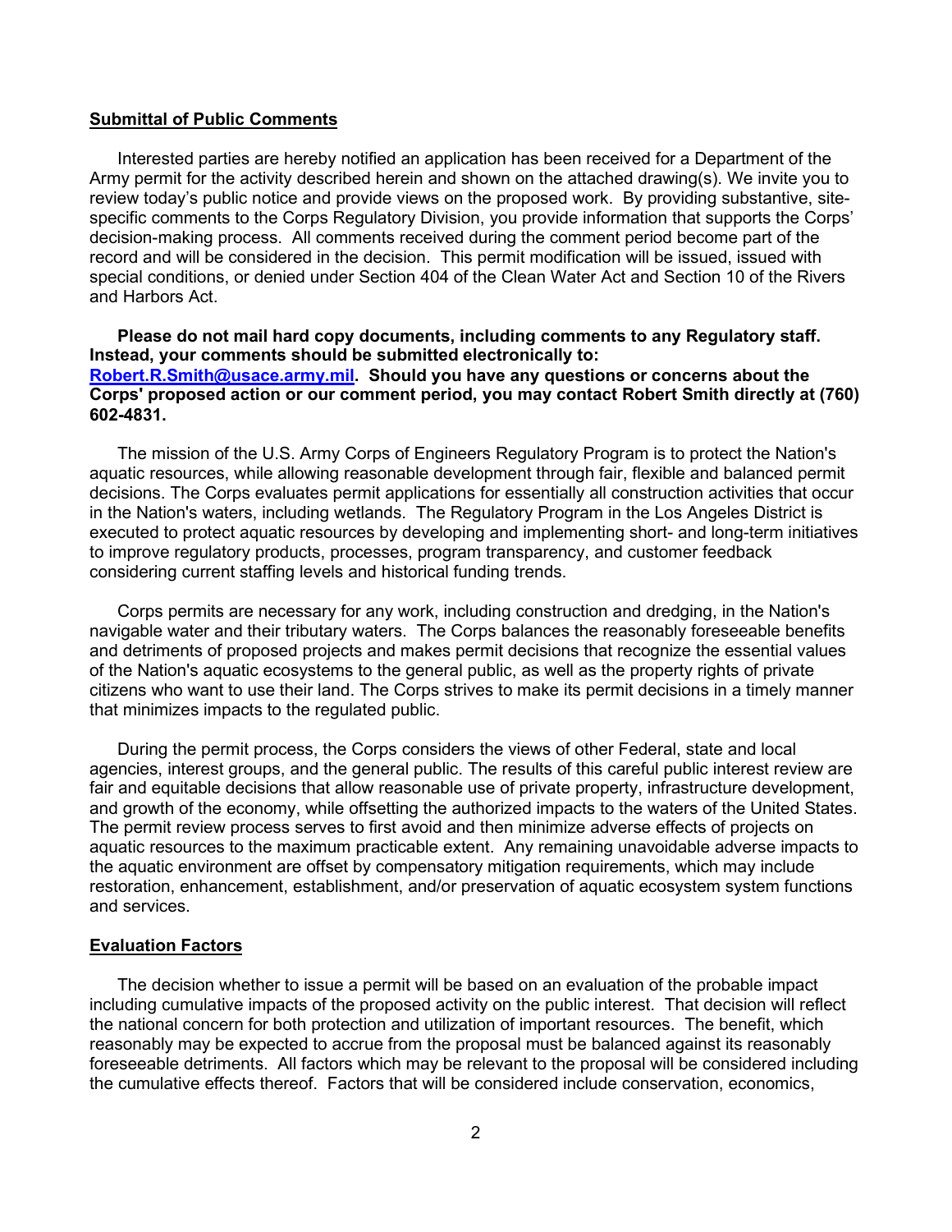**Submittal of Public Comments**

Interested parties are hereby notified an application has been received for a Department of the Army permit for the activity described herein and shown on the attached drawing(s). We invite you to review today's public notice and provide views on the proposed work. By providing substantive, site-specific comments to the Corps Regulatory Division, you provide information that supports the Corps' decision-making process. All comments received during the comment period become part of the record and will be considered in the decision. This permit modification will be issued, issued with special conditions, or denied under Section 404 of the Clean Water Act and Section 10 of the Rivers and Harbors Act.

**Please do not mail hard copy documents, including comments to any Regulatory staff. Instead, your comments should be submitted electronically to: [Robert.R.Smith@usace.army.mil](mailto:Robert.R.Smith@usace.army.mil). Should you have any questions or concerns about the Corps' proposed action or our comment period, you may contact Robert Smith directly at (760) 602-4831.**

The mission of the U.S. Army Corps of Engineers Regulatory Program is to protect the Nation's aquatic resources, while allowing reasonable development through fair, flexible and balanced permit decisions. The Corps evaluates permit applications for essentially all construction activities that occur in the Nation's waters, including wetlands. The Regulatory Program in the Los Angeles District is executed to protect aquatic resources by developing and implementing short- and long-term initiatives to improve regulatory products, processes, program transparency, and customer feedback considering current staffing levels and historical funding trends.

Corps permits are necessary for any work, including construction and dredging, in the Nation's navigable water and their tributary waters. The Corps balances the reasonably foreseeable benefits and detriments of proposed projects and makes permit decisions that recognize the essential values of the Nation's aquatic ecosystems to the general public, as well as the property rights of private citizens who want to use their land. The Corps strives to make its permit decisions in a timely manner that minimizes impacts to the regulated public.

During the permit process, the Corps considers the views of other Federal, state and local agencies, interest groups, and the general public. The results of this careful public interest review are fair and equitable decisions that allow reasonable use of private property, infrastructure development, and growth of the economy, while offsetting the authorized impacts to the waters of the United States. The permit review process serves to first avoid and then minimize adverse effects of projects on aquatic resources to the maximum practicable extent. Any remaining unavoidable adverse impacts to the aquatic environment are offset by compensatory mitigation requirements, which may include restoration, enhancement, establishment, and/or preservation of aquatic ecosystem system functions and services.

**Evaluation Factors**

The decision whether to issue a permit will be based on an evaluation of the probable impact including cumulative impacts of the proposed activity on the public interest. That decision will reflect the national concern for both protection and utilization of important resources. The benefit, which reasonably may be expected to accrue from the proposal must be balanced against its reasonably foreseeable detriments. All factors which may be relevant to the proposal will be considered including the cumulative effects thereof. Factors that will be considered include conservation, economics,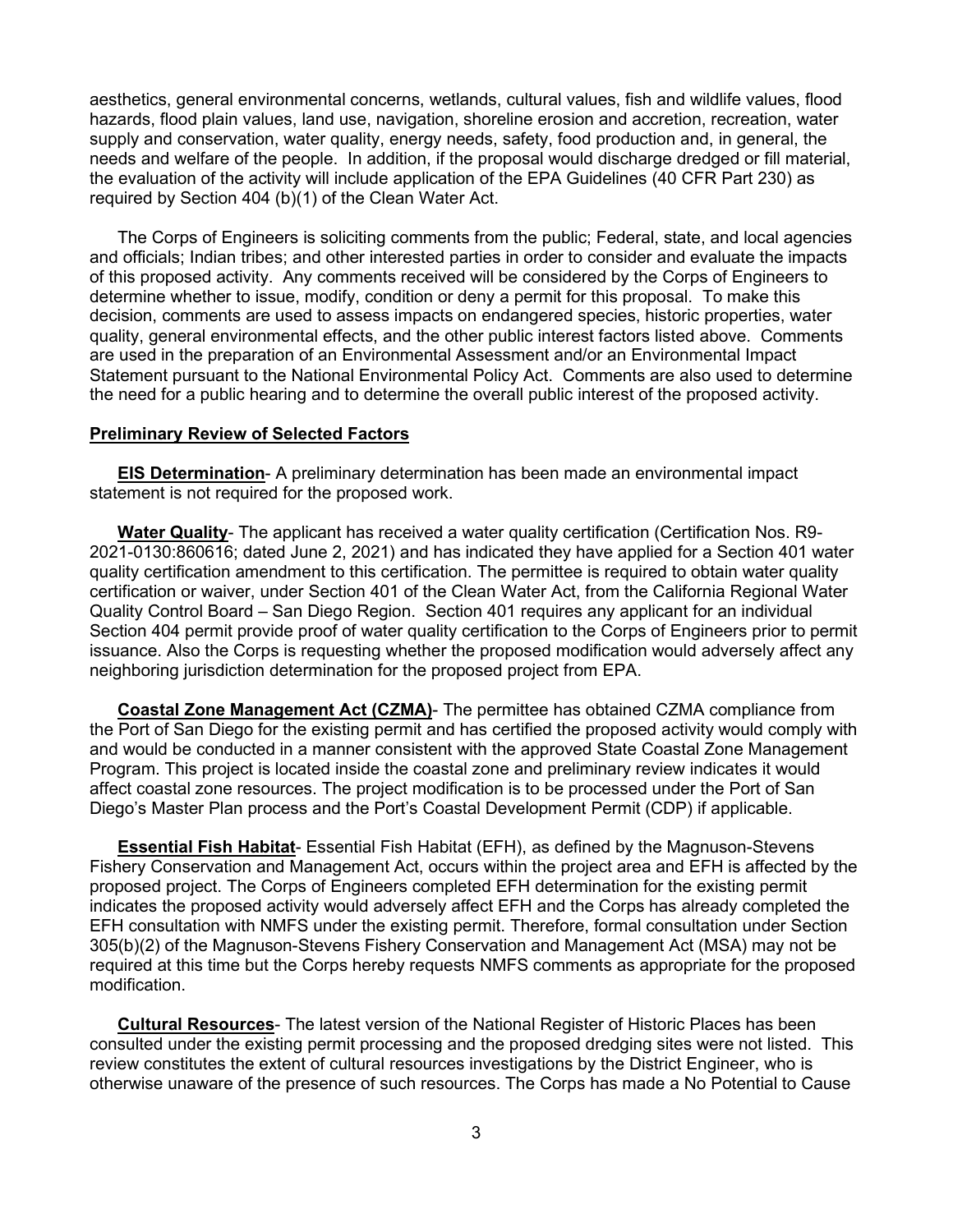aesthetics, general environmental concerns, wetlands, cultural values, fish and wildlife values, flood hazards, flood plain values, land use, navigation, shoreline erosion and accretion, recreation, water supply and conservation, water quality, energy needs, safety, food production and, in general, the needs and welfare of the people. In addition, if the proposal would discharge dredged or fill material, the evaluation of the activity will include application of the EPA Guidelines (40 CFR Part 230) as required by Section 404 (b)(1) of the Clean Water Act.

The Corps of Engineers is soliciting comments from the public; Federal, state, and local agencies and officials; Indian tribes; and other interested parties in order to consider and evaluate the impacts of this proposed activity. Any comments received will be considered by the Corps of Engineers to determine whether to issue, modify, condition or deny a permit for this proposal. To make this decision, comments are used to assess impacts on endangered species, historic properties, water quality, general environmental effects, and the other public interest factors listed above. Comments are used in the preparation of an Environmental Assessment and/or an Environmental Impact Statement pursuant to the National Environmental Policy Act. Comments are also used to determine the need for a public hearing and to determine the overall public interest of the proposed activity.

## Preliminary Review of Selected Factors

**EIS Determination**- A preliminary determination has been made an environmental impact statement is not required for the proposed work.

**Water Quality**- The applicant has received a water quality certification (Certification Nos. R9-2021-0130:860616; dated June 2, 2021) and has indicated they have applied for a Section 401 water quality certification amendment to this certification. The permittee is required to obtain water quality certification or waiver, under Section 401 of the Clean Water Act, from the California Regional Water Quality Control Board – San Diego Region. Section 401 requires any applicant for an individual Section 404 permit provide proof of water quality certification to the Corps of Engineers prior to permit issuance. Also the Corps is requesting whether the proposed modification would adversely affect any neighboring jurisdiction determination for the proposed project from EPA.

**Coastal Zone Management Act (CZMA)**- The permittee has obtained CZMA compliance from the Port of San Diego for the existing permit and has certified the proposed activity would comply with and would be conducted in a manner consistent with the approved State Coastal Zone Management Program. This project is located inside the coastal zone and preliminary review indicates it would affect coastal zone resources. The project modification is to be processed under the Port of San Diego's Master Plan process and the Port's Coastal Development Permit (CDP) if applicable.

**Essential Fish Habitat**- Essential Fish Habitat (EFH), as defined by the Magnuson-Stevens Fishery Conservation and Management Act, occurs within the project area and EFH is affected by the proposed project. The Corps of Engineers completed EFH determination for the existing permit indicates the proposed activity would adversely affect EFH and the Corps has already completed the EFH consultation with NMFS under the existing permit. Therefore, formal consultation under Section 305(b)(2) of the Magnuson-Stevens Fishery Conservation and Management Act (MSA) may not be required at this time but the Corps hereby requests NMFS comments as appropriate for the proposed modification.

**Cultural Resources**- The latest version of the National Register of Historic Places has been consulted under the existing permit processing and the proposed dredging sites were not listed. This review constitutes the extent of cultural resources investigations by the District Engineer, who is otherwise unaware of the presence of such resources. The Corps has made a No Potential to Cause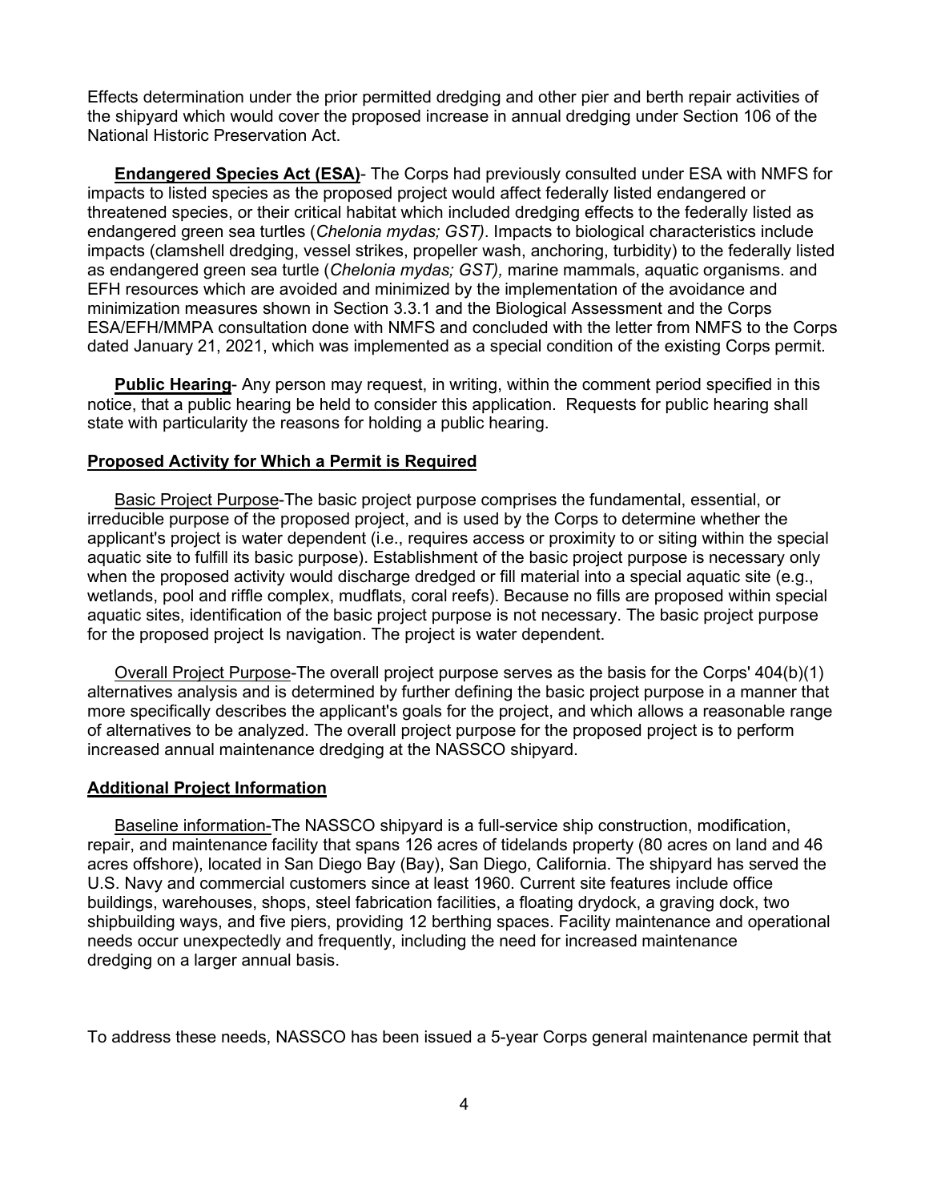Effects determination under the prior permitted dredging and other pier and berth repair activities of the shipyard which would cover the proposed increase in annual dredging under Section 106 of the National Historic Preservation Act.

**Endangered Species Act (ESA)**- The Corps had previously consulted under ESA with NMFS for impacts to listed species as the proposed project would affect federally listed endangered or threatened species, or their critical habitat which included dredging effects to the federally listed as endangered green sea turtles (*Chelonia mydas; GST)*. Impacts to biological characteristics include impacts (clamshell dredging, vessel strikes, propeller wash, anchoring, turbidity) to the federally listed as endangered green sea turtle (*Chelonia mydas; GST),* marine mammals, aquatic organisms. and EFH resources which are avoided and minimized by the implementation of the avoidance and minimization measures shown in Section 3.3.1 and the Biological Assessment and the Corps ESA/EFH/MMPA consultation done with NMFS and concluded with the letter from NMFS to the Corps dated January 21, 2021, which was implemented as a special condition of the existing Corps permit.

**Public Hearing**- Any person may request, in writing, within the comment period specified in this notice, that a public hearing be held to consider this application. Requests for public hearing shall state with particularity the reasons for holding a public hearing.

**Proposed Activity for Which a Permit is Required**

Basic Project Purpose-The basic project purpose comprises the fundamental, essential, or irreducible purpose of the proposed project, and is used by the Corps to determine whether the applicant's project is water dependent (i.e., requires access or proximity to or siting within the special aquatic site to fulfill its basic purpose). Establishment of the basic project purpose is necessary only when the proposed activity would discharge dredged or fill material into a special aquatic site (e.g., wetlands, pool and riffle complex, mudflats, coral reefs). Because no fills are proposed within special aquatic sites, identification of the basic project purpose is not necessary. The basic project purpose for the proposed project Is navigation. The project is water dependent.

Overall Project Purpose-The overall project purpose serves as the basis for the Corps' 404(b)(1) alternatives analysis and is determined by further defining the basic project purpose in a manner that more specifically describes the applicant's goals for the project, and which allows a reasonable range of alternatives to be analyzed. The overall project purpose for the proposed project is to perform increased annual maintenance dredging at the NASSCO shipyard.

**Additional Project Information**

Baseline information-The NASSCO shipyard is a full-service ship construction, modification, repair, and maintenance facility that spans 126 acres of tidelands property (80 acres on land and 46 acres offshore), located in San Diego Bay (Bay), San Diego, California. The shipyard has served the U.S. Navy and commercial customers since at least 1960. Current site features include office buildings, warehouses, shops, steel fabrication facilities, a floating drydock, a graving dock, two shipbuilding ways, and five piers, providing 12 berthing spaces. Facility maintenance and operational needs occur unexpectedly and frequently, including the need for increased maintenance dredging on a larger annual basis.

To address these needs, NASSCO has been issued a 5-year Corps general maintenance permit that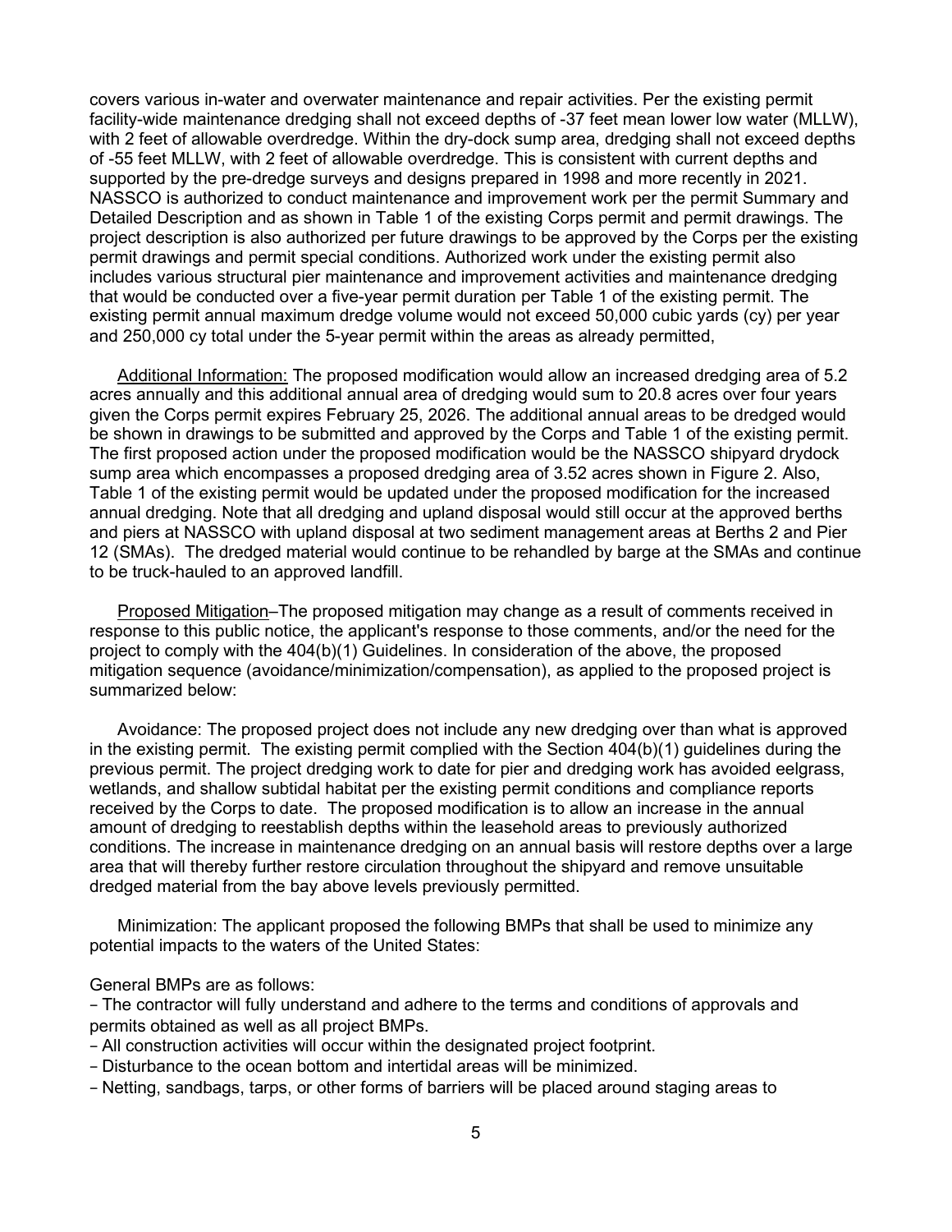covers various in-water and overwater maintenance and repair activities. Per the existing permit facility-wide maintenance dredging shall not exceed depths of -37 feet mean lower low water (MLLW), with 2 feet of allowable overdredge. Within the dry-dock sump area, dredging shall not exceed depths of -55 feet MLLW, with 2 feet of allowable overdredge. This is consistent with current depths and supported by the pre-dredge surveys and designs prepared in 1998 and more recently in 2021. NASSCO is authorized to conduct maintenance and improvement work per the permit Summary and Detailed Description and as shown in Table 1 of the existing Corps permit and permit drawings. The project description is also authorized per future drawings to be approved by the Corps per the existing permit drawings and permit special conditions. Authorized work under the existing permit also includes various structural pier maintenance and improvement activities and maintenance dredging that would be conducted over a five-year permit duration per Table 1 of the existing permit. The existing permit annual maximum dredge volume would not exceed 50,000 cubic yards (cy) per year and 250,000 cy total under the 5-year permit within the areas as already permitted,

Additional Information: The proposed modification would allow an increased dredging area of 5.2 acres annually and this additional annual area of dredging would sum to 20.8 acres over four years given the Corps permit expires February 25, 2026. The additional annual areas to be dredged would be shown in drawings to be submitted and approved by the Corps and Table 1 of the existing permit. The first proposed action under the proposed modification would be the NASSCO shipyard drydock sump area which encompasses a proposed dredging area of 3.52 acres shown in Figure 2. Also, Table 1 of the existing permit would be updated under the proposed modification for the increased annual dredging. Note that all dredging and upland disposal would still occur at the approved berths and piers at NASSCO with upland disposal at two sediment management areas at Berths 2 and Pier 12 (SMAs). The dredged material would continue to be rehandled by barge at the SMAs and continue to be truck-hauled to an approved landfill.

Proposed Mitigation–The proposed mitigation may change as a result of comments received in response to this public notice, the applicant's response to those comments, and/or the need for the project to comply with the 404(b)(1) Guidelines. In consideration of the above, the proposed mitigation sequence (avoidance/minimization/compensation), as applied to the proposed project is summarized below:

Avoidance: The proposed project does not include any new dredging over than what is approved in the existing permit. The existing permit complied with the Section 404(b)(1) guidelines during the previous permit. The project dredging work to date for pier and dredging work has avoided eelgrass, wetlands, and shallow subtidal habitat per the existing permit conditions and compliance reports received by the Corps to date. The proposed modification is to allow an increase in the annual amount of dredging to reestablish depths within the leasehold areas to previously authorized conditions. The increase in maintenance dredging on an annual basis will restore depths over a large area that will thereby further restore circulation throughout the shipyard and remove unsuitable dredged material from the bay above levels previously permitted.

Minimization: The applicant proposed the following BMPs that shall be used to minimize any potential impacts to the waters of the United States:

General BMPs are as follows:

- The contractor will fully understand and adhere to the terms and conditions of approvals and permits obtained as well as all project BMPs.
- All construction activities will occur within the designated project footprint.
- Disturbance to the ocean bottom and intertidal areas will be minimized.
- Netting, sandbags, tarps, or other forms of barriers will be placed around staging areas to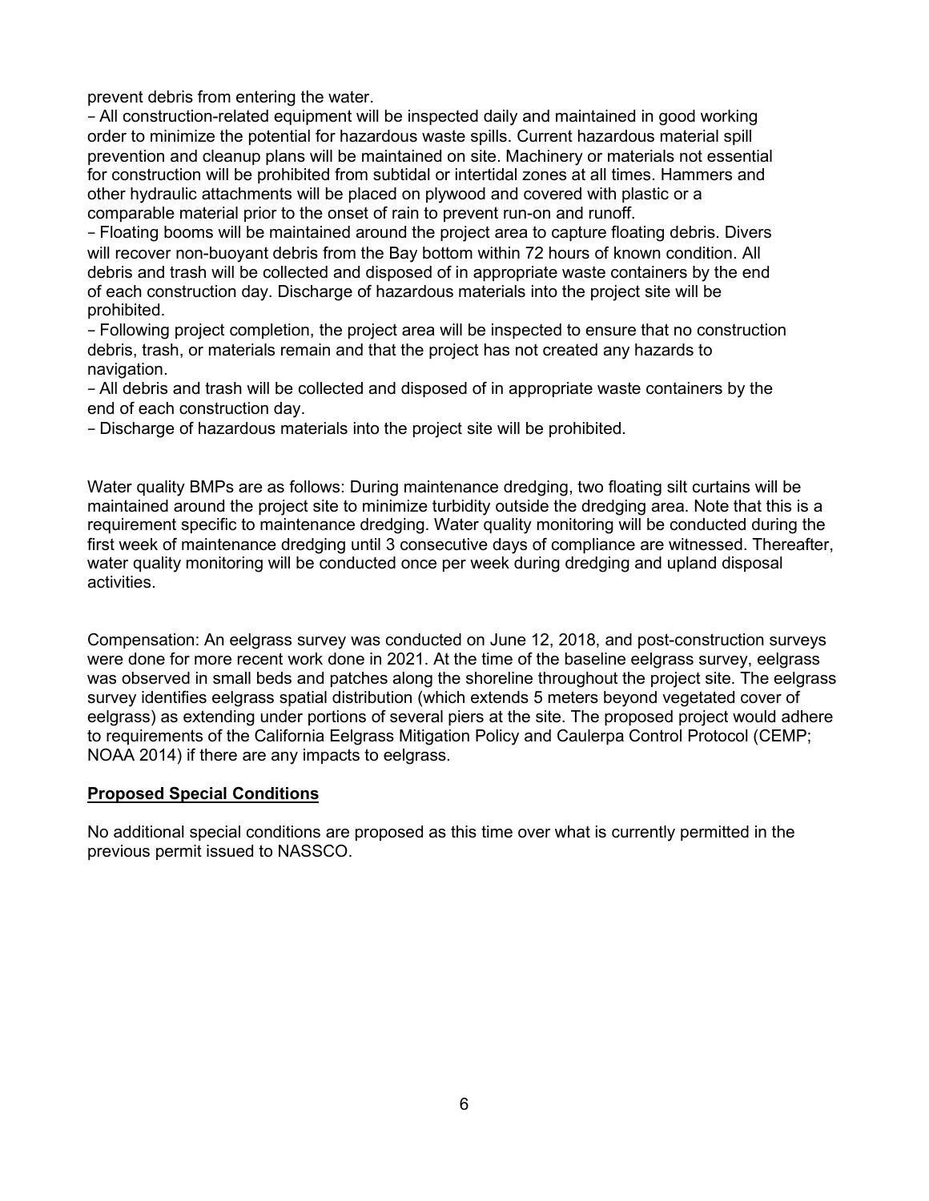prevent debris from entering the water.

- All construction-related equipment will be inspected daily and maintained in good working order to minimize the potential for hazardous waste spills. Current hazardous material spill prevention and cleanup plans will be maintained on site. Machinery or materials not essential for construction will be prohibited from subtidal or intertidal zones at all times. Hammers and other hydraulic attachments will be placed on plywood and covered with plastic or a comparable material prior to the onset of rain to prevent run-on and runoff.
- Floating booms will be maintained around the project area to capture floating debris. Divers will recover non-buoyant debris from the Bay bottom within 72 hours of known condition. All debris and trash will be collected and disposed of in appropriate waste containers by the end of each construction day. Discharge of hazardous materials into the project site will be prohibited.
- Following project completion, the project area will be inspected to ensure that no construction debris, trash, or materials remain and that the project has not created any hazards to navigation.
- All debris and trash will be collected and disposed of in appropriate waste containers by the end of each construction day.
- Discharge of hazardous materials into the project site will be prohibited.

Water quality BMPs are as follows: During maintenance dredging, two floating silt curtains will be maintained around the project site to minimize turbidity outside the dredging area. Note that this is a requirement specific to maintenance dredging. Water quality monitoring will be conducted during the first week of maintenance dredging until 3 consecutive days of compliance are witnessed. Thereafter, water quality monitoring will be conducted once per week during dredging and upland disposal activities.

Compensation: An eelgrass survey was conducted on June 12, 2018, and post-construction surveys were done for more recent work done in 2021. At the time of the baseline eelgrass survey, eelgrass was observed in small beds and patches along the shoreline throughout the project site. The eelgrass survey identifies eelgrass spatial distribution (which extends 5 meters beyond vegetated cover of eelgrass) as extending under portions of several piers at the site. The proposed project would adhere to requirements of the California Eelgrass Mitigation Policy and Caulerpa Control Protocol (CEMP; NOAA 2014) if there are any impacts to eelgrass.

**Proposed Special Conditions**

No additional special conditions are proposed as this time over what is currently permitted in the previous permit issued to NASSCO.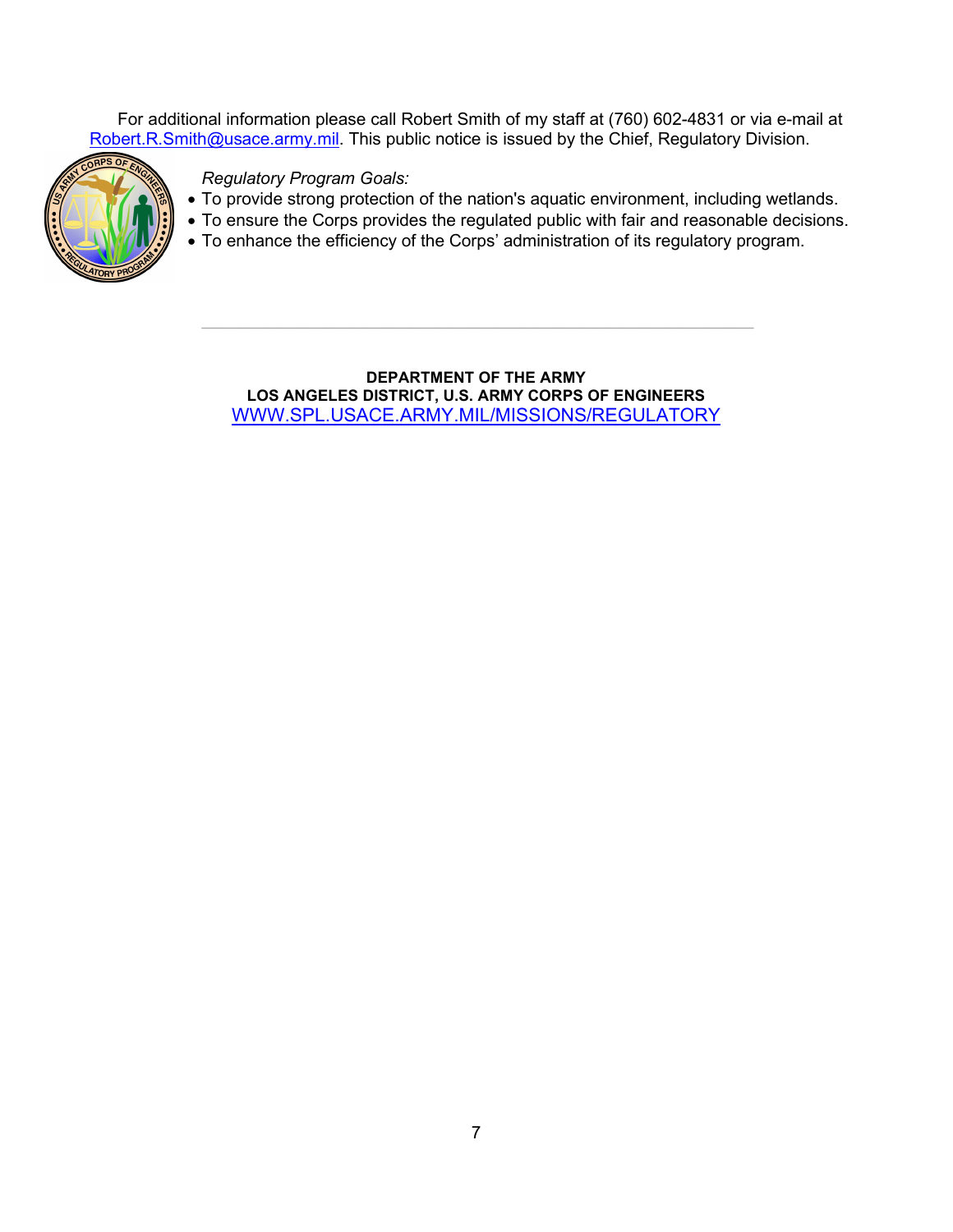For additional information please call Robert Smith of my staff at (760) 602-4831 or via e-mail at Robert.R.Smith@usace.army.mil. This public notice is issued by the Chief, Regulatory Division.

*Regulatory Program Goals:*

- To provide strong protection of the nation's aquatic environment, including wetlands.
- To ensure the Corps provides the regulated public with fair and reasonable decisions.
- To enhance the efficiency of the Corps' administration of its regulatory program.

---

**DEPARTMENT OF THE ARMY**
**LOS ANGELES DISTRICT, U.S. ARMY CORPS OF ENGINEERS**
WWW.SPL.USACE.ARMY.MIL/MISSIONS/REGULATORY